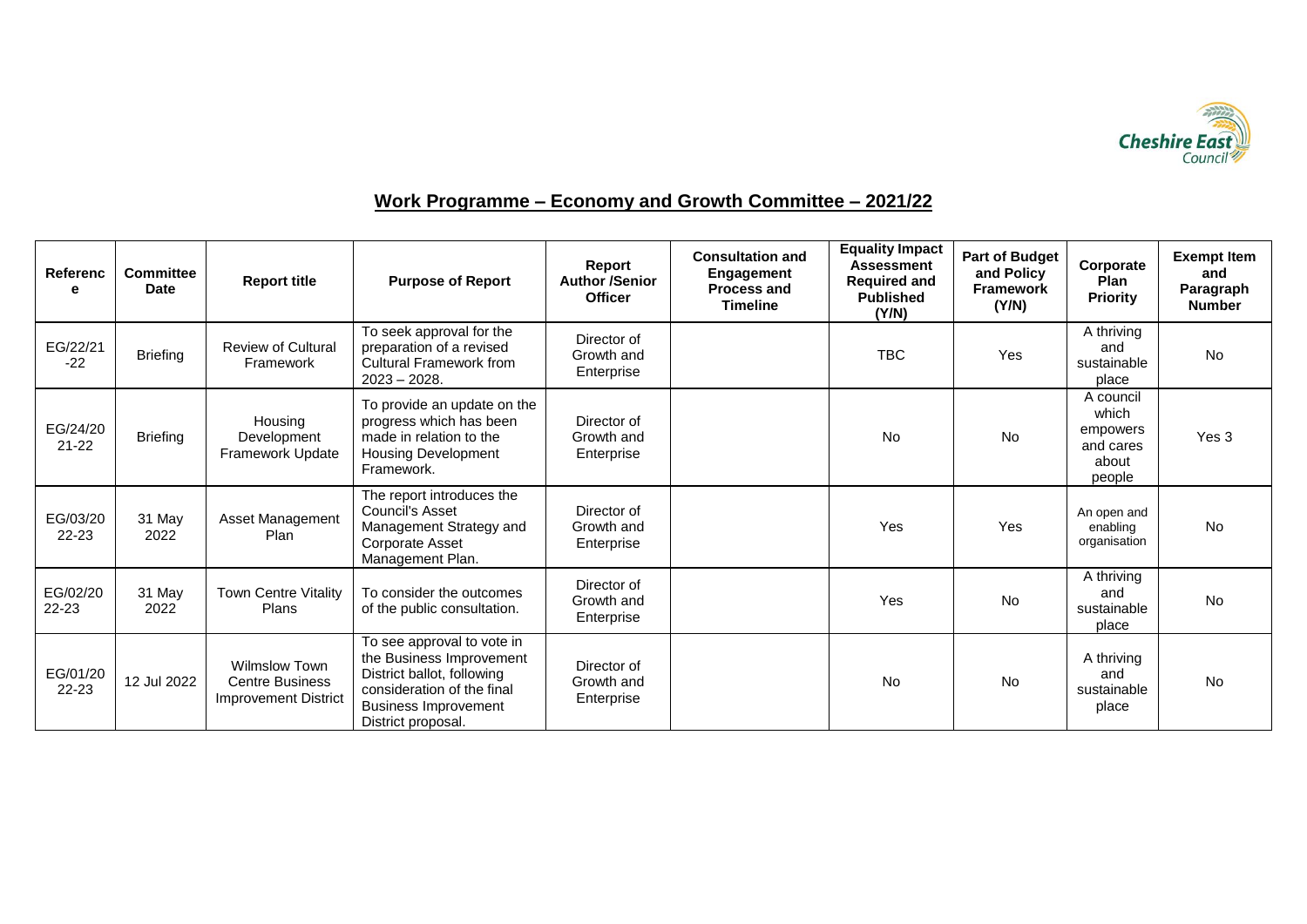## Work Programme – Economy and Growth Committee – 2021/22

| Reference | Committee Date | Report title | Purpose of Report | Report Author /Senior Officer | Consultation and Engagement Process and Timeline | Equality Impact Assessment Required and Published (Y/N) | Part of Budget and Policy Framework (Y/N) | Corporate Plan Priority | Exempt Item and Paragraph Number |
|---|---|---|---|---|---|---|---|---|---|
| EG/22/21-22 | Briefing | Review of Cultural Framework | To seek approval for the preparation of a revised Cultural Framework from 2023 – 2028. | Director of Growth and Enterprise | | TBC | Yes | A thriving and sustainable place | No |
| EG/24/2021-22 | Briefing | Housing Development Framework Update | To provide an update on the progress which has been made in relation to the Housing Development Framework. | Director of Growth and Enterprise | | No | No | A council which empowers and cares about people | Yes 3 |
| EG/03/2022-23 | 31 May 2022 | Asset Management Plan | The report introduces the Council's Asset Management Strategy and Corporate Asset Management Plan. | Director of Growth and Enterprise | | Yes | Yes | An open and enabling organisation | No |
| EG/02/2022-23 | 31 May 2022 | Town Centre Vitality Plans | To consider the outcomes of the public consultation. | Director of Growth and Enterprise | | Yes | No | A thriving and sustainable place | No |
| EG/01/2022-23 | 12 Jul 2022 | Wilmslow Town Centre Business Improvement District | To see approval to vote in the Business Improvement District ballot, following consideration of the final Business Improvement District proposal. | Director of Growth and Enterprise | | No | No | A thriving and sustainable place | No |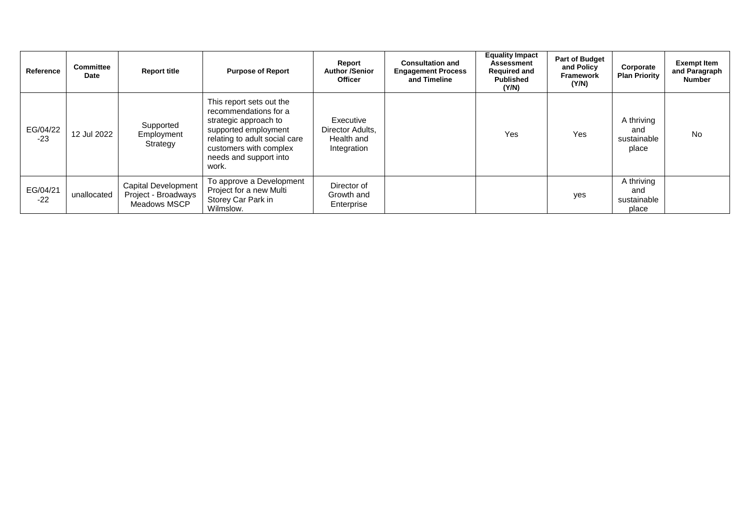| Reference | Committee Date | Report title | Purpose of Report | Report Author /Senior Officer | Consultation and Engagement Process and Timeline | Equality Impact Assessment Required and Published (Y/N) | Part of Budget and Policy Framework (Y/N) | Corporate Plan Priority | Exempt Item and Paragraph Number |
|---|---|---|---|---|---|---|---|---|---|
| EG/04/22-23 | 12 Jul 2022 | Supported Employment Strategy | This report sets out the recommendations for a strategic approach to supported employment relating to adult social care customers with complex needs and support into work. | Executive Director Adults, Health and Integration | | Yes | Yes | A thriving and sustainable place | No |
| EG/04/21-22 | unallocated | Capital Development Project - Broadways Meadows MSCP | To approve a Development Project for a new Multi Storey Car Park in Wilmslow. | Director of Growth and Enterprise | | | yes | A thriving and sustainable place | |